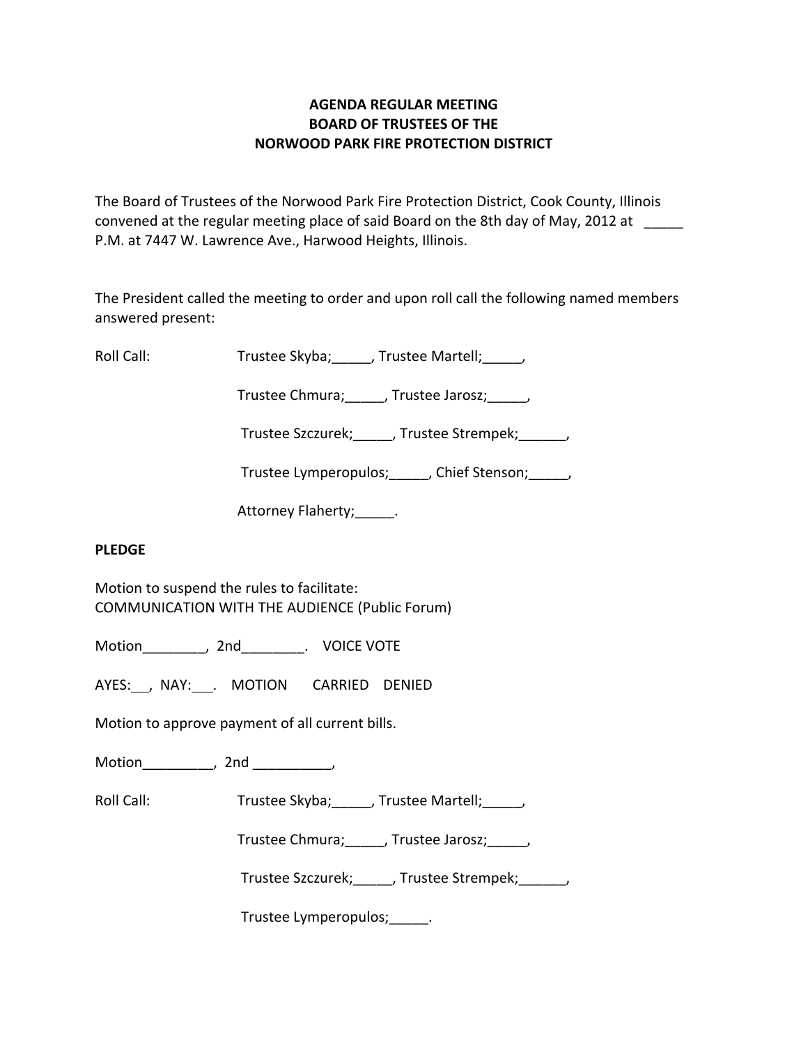**AGENDA REGULAR MEETING**
**BOARD OF TRUSTEES OF THE**
**NORWOOD PARK FIRE PROTECTION DISTRICT**

The Board of Trustees of the Norwood Park Fire Protection District, Cook County, Illinois convened at the regular meeting place of said Board on the 8th day of May, 2012 at _____ P.M. at 7447 W. Lawrence Ave., Harwood Heights, Illinois.

The President called the meeting to order and upon roll call the following named members answered present:

Roll Call: Trustee Skyba;_____, Trustee Martell;_____,

Trustee Chmura;_____, Trustee Jarosz;_____,

Trustee Szczurek;_____, Trustee Strempek;______,

Trustee Lymperopulos;_____, Chief Stenson;_____,

Attorney Flaherty;_____.

**PLEDGE**

Motion to suspend the rules to facilitate:
COMMUNICATION WITH THE AUDIENCE (Public Forum)

Motion________, 2nd________. VOICE VOTE

AYES:___, NAY:___. MOTION CARRIED DENIED

Motion to approve payment of all current bills.

Motion_________, 2nd __________,

Roll Call: Trustee Skyba;_____, Trustee Martell;_____,

Trustee Chmura;_____, Trustee Jarosz;_____,

Trustee Szczurek;_____, Trustee Strempek;______,

Trustee Lymperopulos;_____.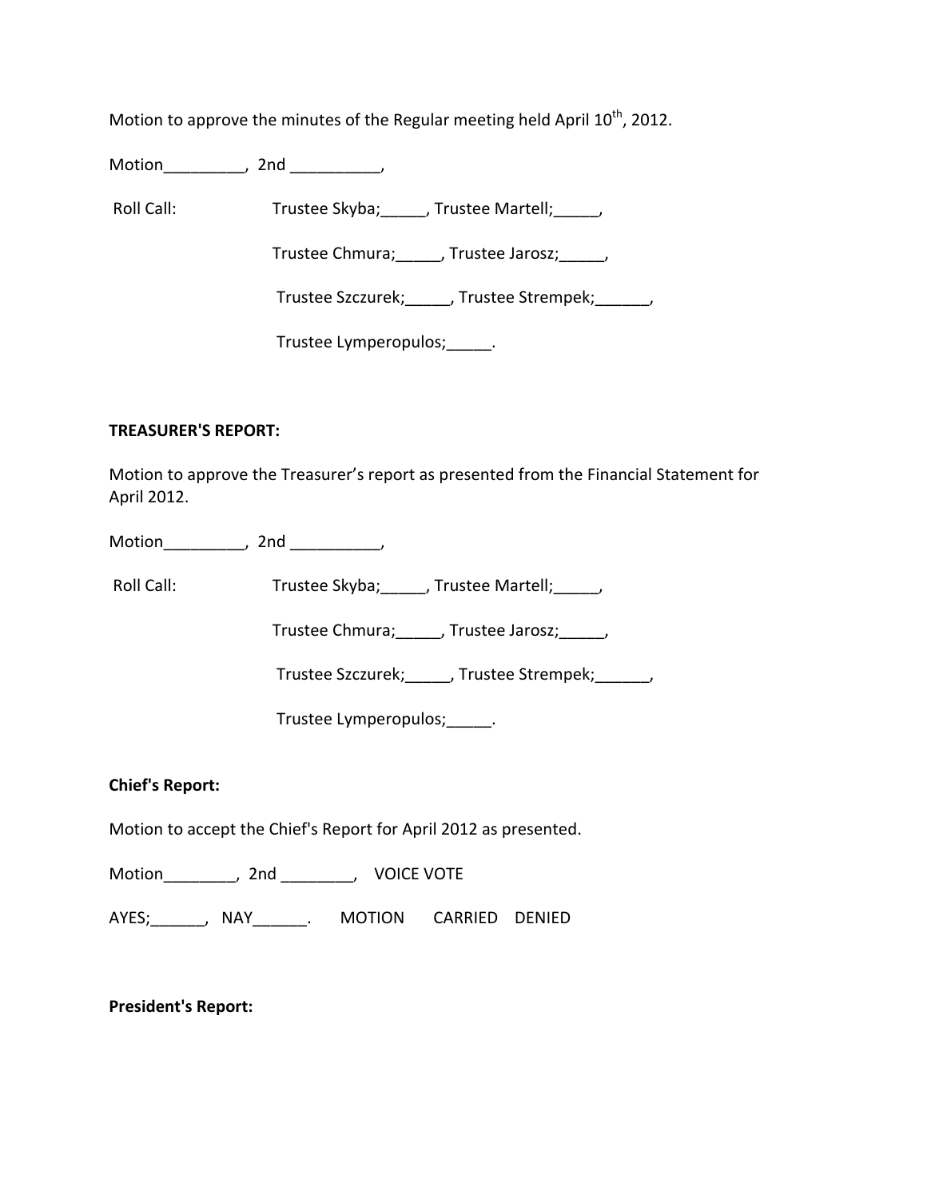Motion to approve the minutes of the Regular meeting held April 10th, 2012.

Motion_________, 2nd __________,

Roll Call: Trustee Skyba;_____, Trustee Martell;_____,

Trustee Chmura;_____, Trustee Jarosz;_____,

Trustee Szczurek;_____, Trustee Strempek;______,

Trustee Lymperopulos;_____.

**TREASURER'S REPORT:**

Motion to approve the Treasurer's report as presented from the Financial Statement for April 2012.

Motion_________, 2nd __________,

Roll Call: Trustee Skyba;_____, Trustee Martell;_____,

Trustee Chmura;_____, Trustee Jarosz;_____,

Trustee Szczurek;_____, Trustee Strempek;______,

Trustee Lymperopulos;_____.

**Chief's Report:**

Motion to accept the Chief's Report for April 2012 as presented.

Motion________, 2nd ________, VOICE VOTE

AYES;______, NAY______. MOTION CARRIED DENIED

**President's Report:**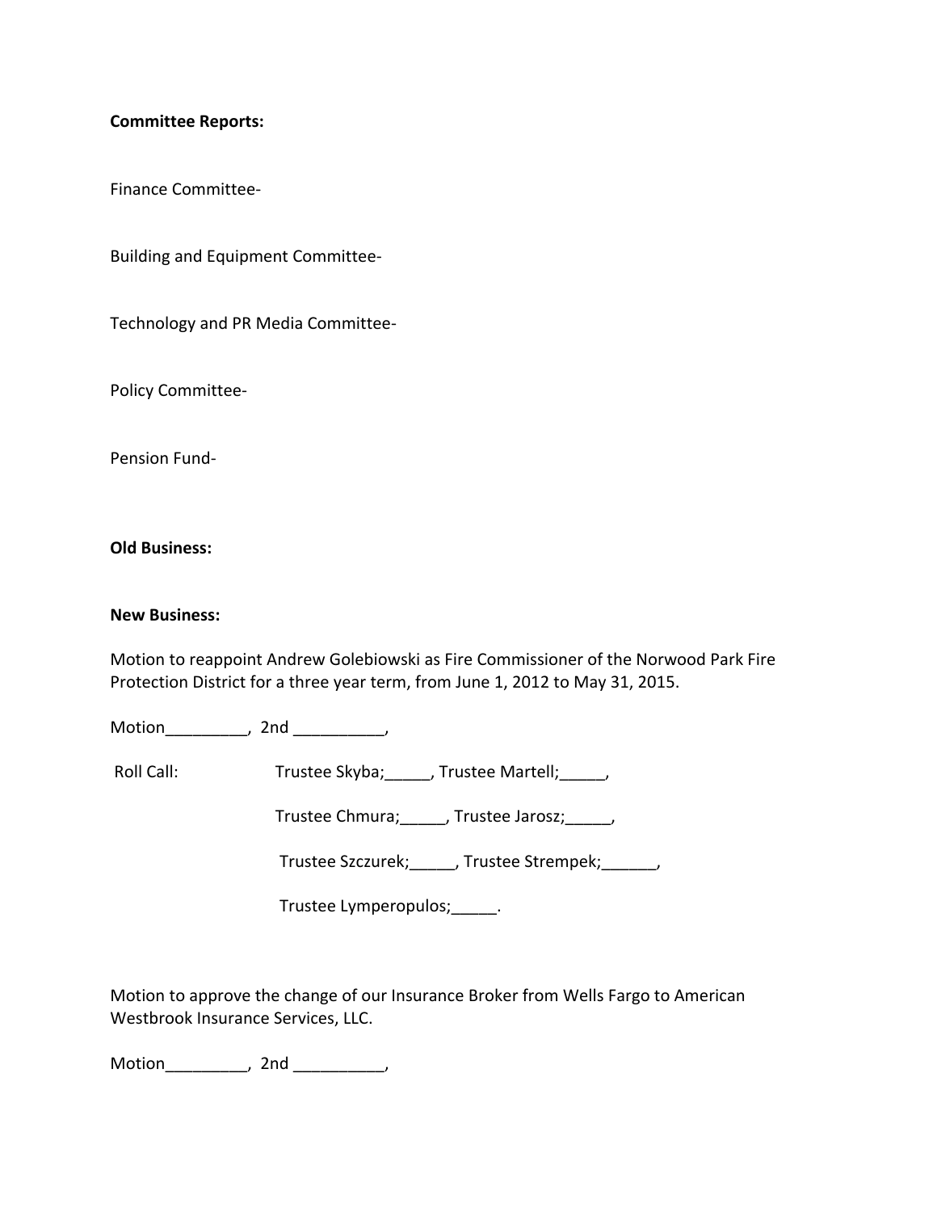**Committee Reports:**

Finance Committee-

Building and Equipment Committee-

Technology and PR Media Committee-

Policy Committee-

Pension Fund-

**Old Business:**

**New Business:**

Motion to reappoint Andrew Golebiowski as Fire Commissioner of the Norwood Park Fire Protection District for a three year term, from June 1, 2012 to May 31, 2015.

Motion_________, 2nd __________,

Roll Call: Trustee Skyba;_____, Trustee Martell;_____,

Trustee Chmura;_____, Trustee Jarosz;_____,

Trustee Szczurek;_____, Trustee Strempek;______,

Trustee Lymperopulos;_____.

Motion to approve the change of our Insurance Broker from Wells Fargo to American Westbrook Insurance Services, LLC.

Motion_________, 2nd __________,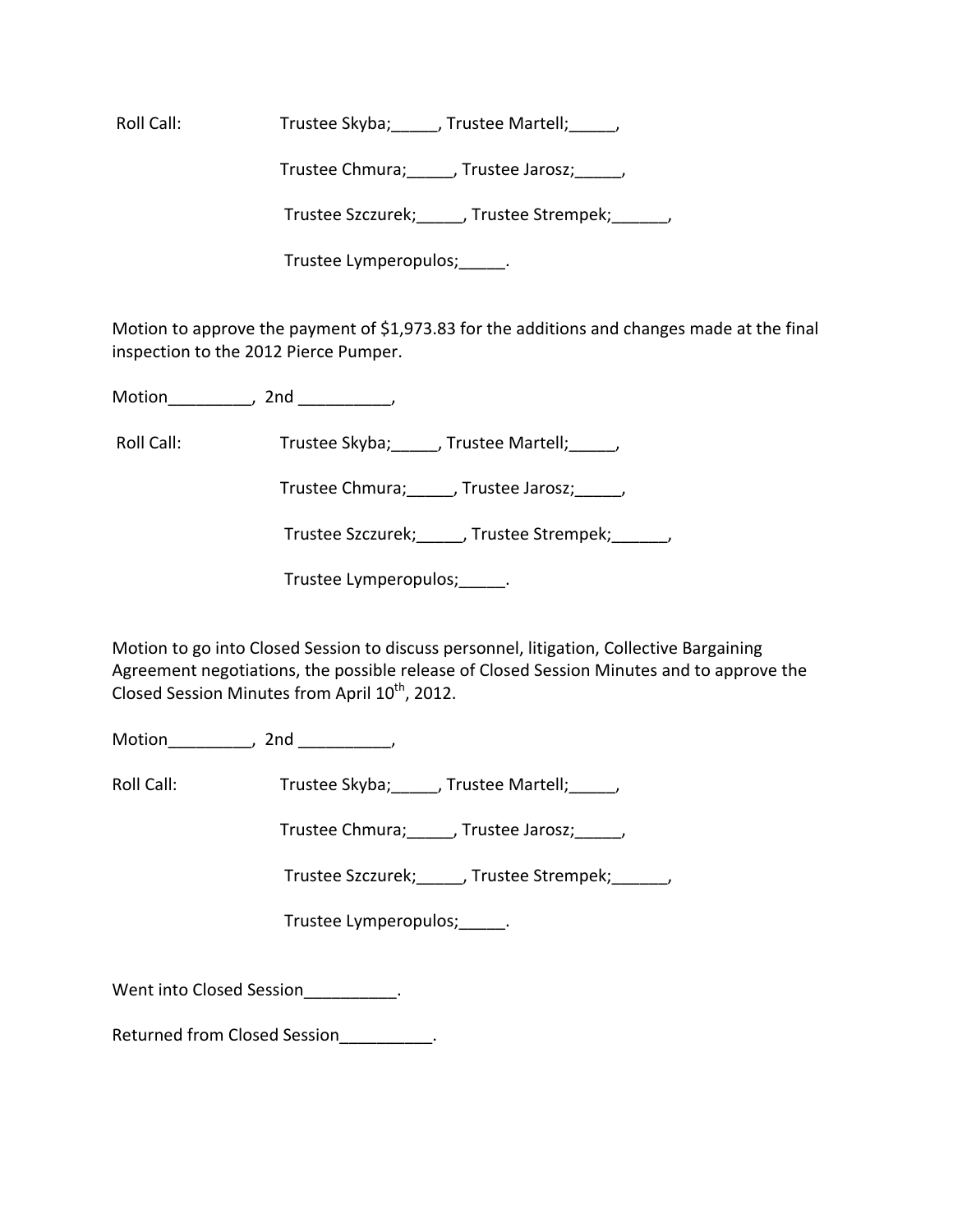Roll Call: Trustee Skyba;_____, Trustee Martell;_____,

Trustee Chmura;_____, Trustee Jarosz;_____,

Trustee Szczurek;_____, Trustee Strempek;______,

Trustee Lymperopulos;_____.

Motion to approve the payment of $1,973.83 for the additions and changes made at the final inspection to the 2012 Pierce Pumper.

Motion_________, 2nd __________,

Roll Call: Trustee Skyba;_____, Trustee Martell;_____,

Trustee Chmura;_____, Trustee Jarosz;_____,

Trustee Szczurek;_____, Trustee Strempek;______,

Trustee Lymperopulos;_____.

Motion to go into Closed Session to discuss personnel, litigation, Collective Bargaining Agreement negotiations, the possible release of Closed Session Minutes and to approve the Closed Session Minutes from April 10th, 2012.

Motion_________, 2nd __________,

Roll Call: Trustee Skyba;_____, Trustee Martell;_____,

Trustee Chmura;_____, Trustee Jarosz;_____,

Trustee Szczurek;_____, Trustee Strempek;______,

Trustee Lymperopulos;_____.

Went into Closed Session__________.

Returned from Closed Session__________.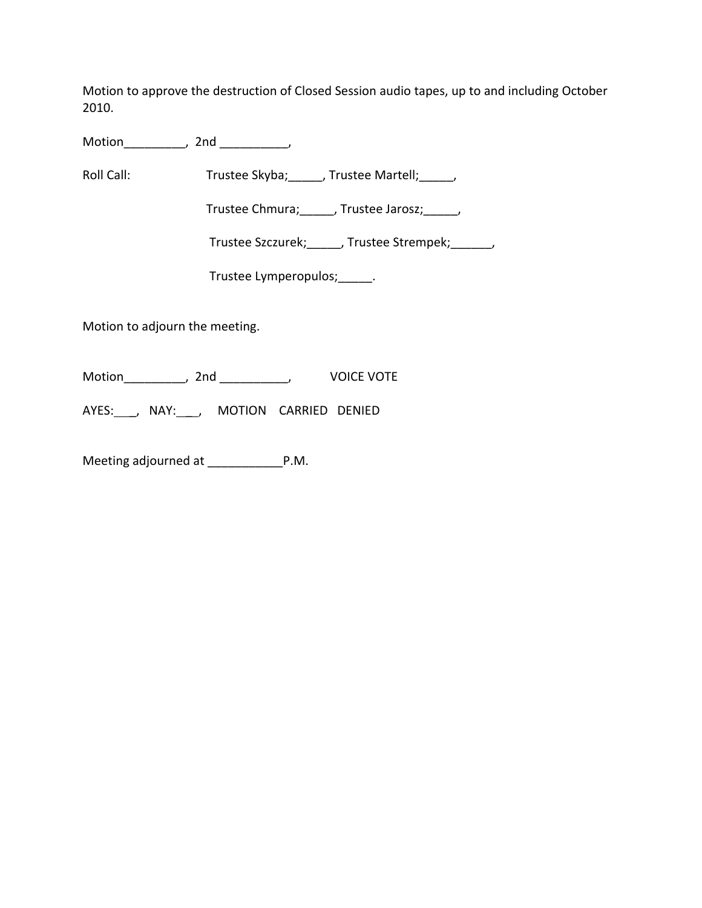Motion to approve the destruction of Closed Session audio tapes, up to and including October 2010.

Motion_________, 2nd __________,

Roll Call: Trustee Skyba;_____, Trustee Martell;_____,

Trustee Chmura;_____, Trustee Jarosz;_____,

Trustee Szczurek;_____, Trustee Strempek;______,

Trustee Lymperopulos;_____.

Motion to adjourn the meeting.

Motion_________, 2nd __________, VOICE VOTE

AYES:___, NAY:___, MOTION CARRIED DENIED

Meeting adjourned at ___________P.M.